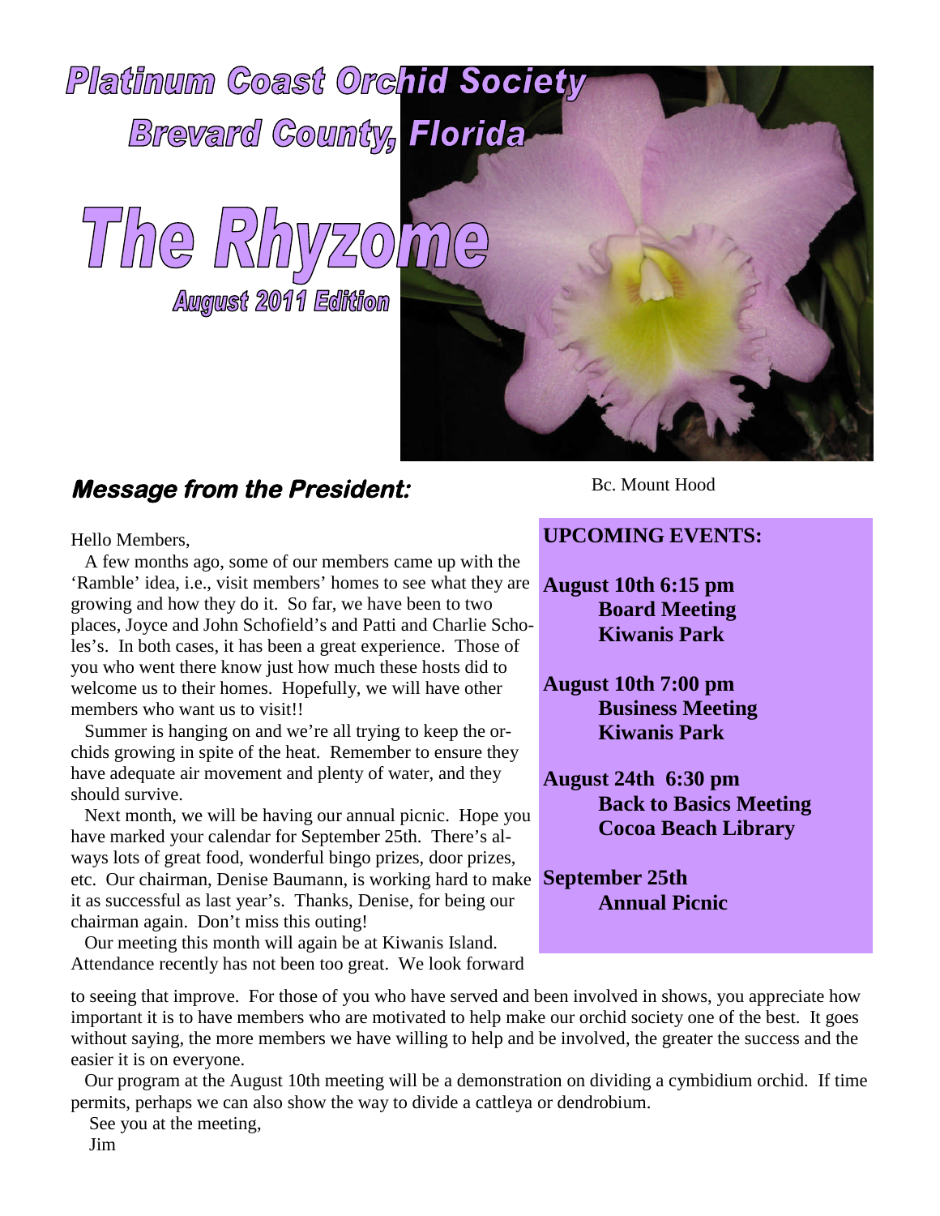# Platinum Coast Orchid Society

## Brevard County, Florida

# The Rhyzome

### August 2011 Edition

Bc. Mount Hood

## Message from the President:

Hello Members,

A few months ago, some of our members came up with the 'Ramble' idea, i.e., visit members' homes to see what they are growing and how they do it. So far, we have been to two places, Joyce and John Schofield's and Patti and Charlie Scholes's. In both cases, it has been a great experience. Those of you who went there know just how much these hosts did to welcome us to their homes. Hopefully, we will have other members who want us to visit!!

Summer is hanging on and we're all trying to keep the orchids growing in spite of the heat. Remember to ensure they have adequate air movement and plenty of water, and they should survive.

Next month, we will be having our annual picnic. Hope you have marked your calendar for September 25th. There's always lots of great food, wonderful bingo prizes, door prizes, etc. Our chairman, Denise Baumann, is working hard to make it as successful as last year's. Thanks, Denise, for being our chairman again. Don't miss this outing!

Our meeting this month will again be at Kiwanis Island. Attendance recently has not been too great. We look forward to seeing that improve. For those of you who have served and been involved in shows, you appreciate how important it is to have members who are motivated to help make our orchid society one of the best. It goes without saying, the more members we have willing to help and be involved, the greater the success and the easier it is on everyone.

Our program at the August 10th meeting will be a demonstration on dividing a cymbidium orchid. If time permits, perhaps we can also show the way to divide a cattleya or dendrobium.

See you at the meeting,

Jim

## UPCOMING EVENTS:

**August 10th 6:15 pm**
**Board Meeting**
**Kiwanis Park**

**August 10th 7:00 pm**
**Business Meeting**
**Kiwanis Park**

**August 24th 6:30 pm**
**Back to Basics Meeting**
**Cocoa Beach Library**

**September 25th**
**Annual Picnic**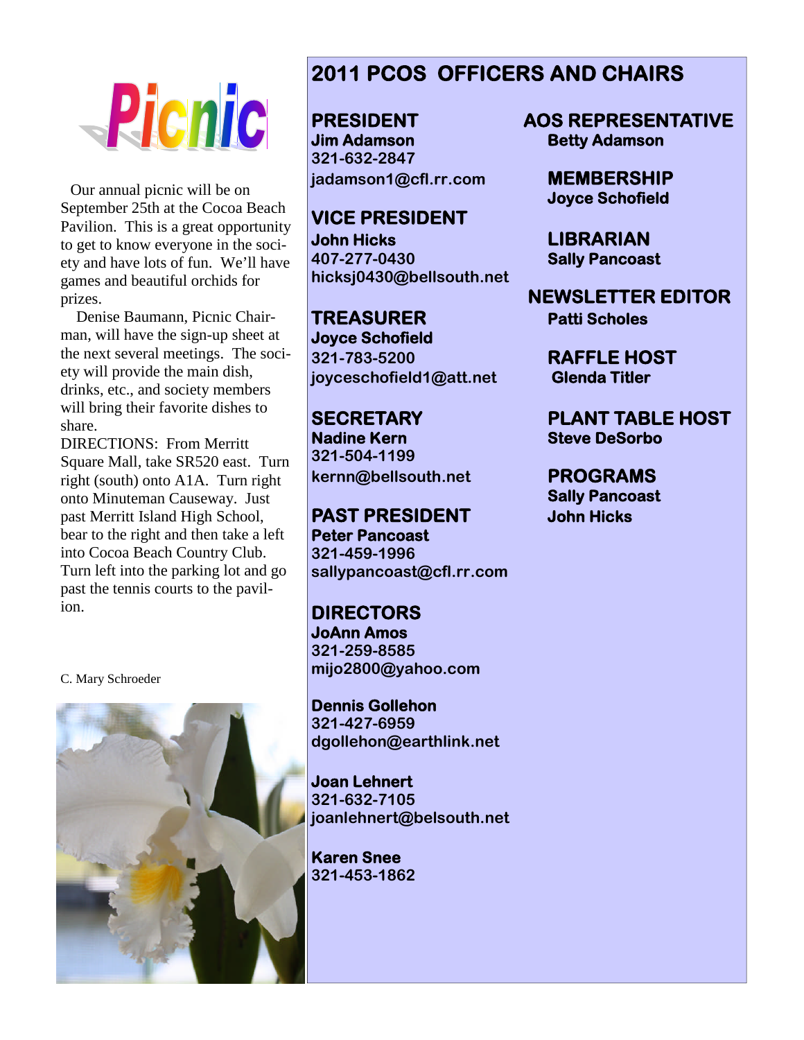# Picnic

Our annual picnic will be on September 25th at the Cocoa Beach Pavilion. This is a great opportunity to get to know everyone in the society and have lots of fun. We'll have games and beautiful orchids for prizes.

Denise Baumann, Picnic Chairman, will have the sign-up sheet at the next several meetings. The society will provide the main dish, drinks, etc., and society members will bring their favorite dishes to share.

DIRECTIONS: From Merritt Square Mall, take SR520 east. Turn right (south) onto A1A. Turn right onto Minuteman Causeway. Just past Merritt Island High School, bear to the right and then take a left into Cocoa Beach Country Club. Turn left into the parking lot and go past the tennis courts to the pavilion.

C. Mary Schroeder

## 2011 PCOS OFFICERS AND CHAIRS

**PRESIDENT**
**Jim Adamson**
321-632-2847
jadamson1@cfl.rr.com

**VICE PRESIDENT**
**John Hicks**
407-277-0430
hicksj0430@bellsouth.net

**TREASURER**
**Joyce Schofield**
321-783-5200
joyceschofield1@att.net

**SECRETARY**
**Nadine Kern**
321-504-1199
kernn@bellsouth.net

**PAST PRESIDENT**
**Peter Pancoast**
321-459-1996
sallypancoast@cfl.rr.com

**DIRECTORS**

**JoAnn Amos**
321-259-8585
mijo2800@yahoo.com

**Dennis Gollehon**
321-427-6959
dgollehon@earthlink.net

**Joan Lehnert**
321-632-7105
joanlehnert@belsouth.net

**Karen Snee**
321-453-1862

**AOS REPRESENTATIVE**
**Betty Adamson**

**MEMBERSHIP**
**Joyce Schofield**

**LIBRARIAN**
**Sally Pancoast**

**NEWSLETTER EDITOR**
**Patti Scholes**

**RAFFLE HOST**
**Glenda Titler**

**PLANT TABLE HOST**
**Steve DeSorbo**

**PROGRAMS**
**Sally Pancoast**
**John Hicks**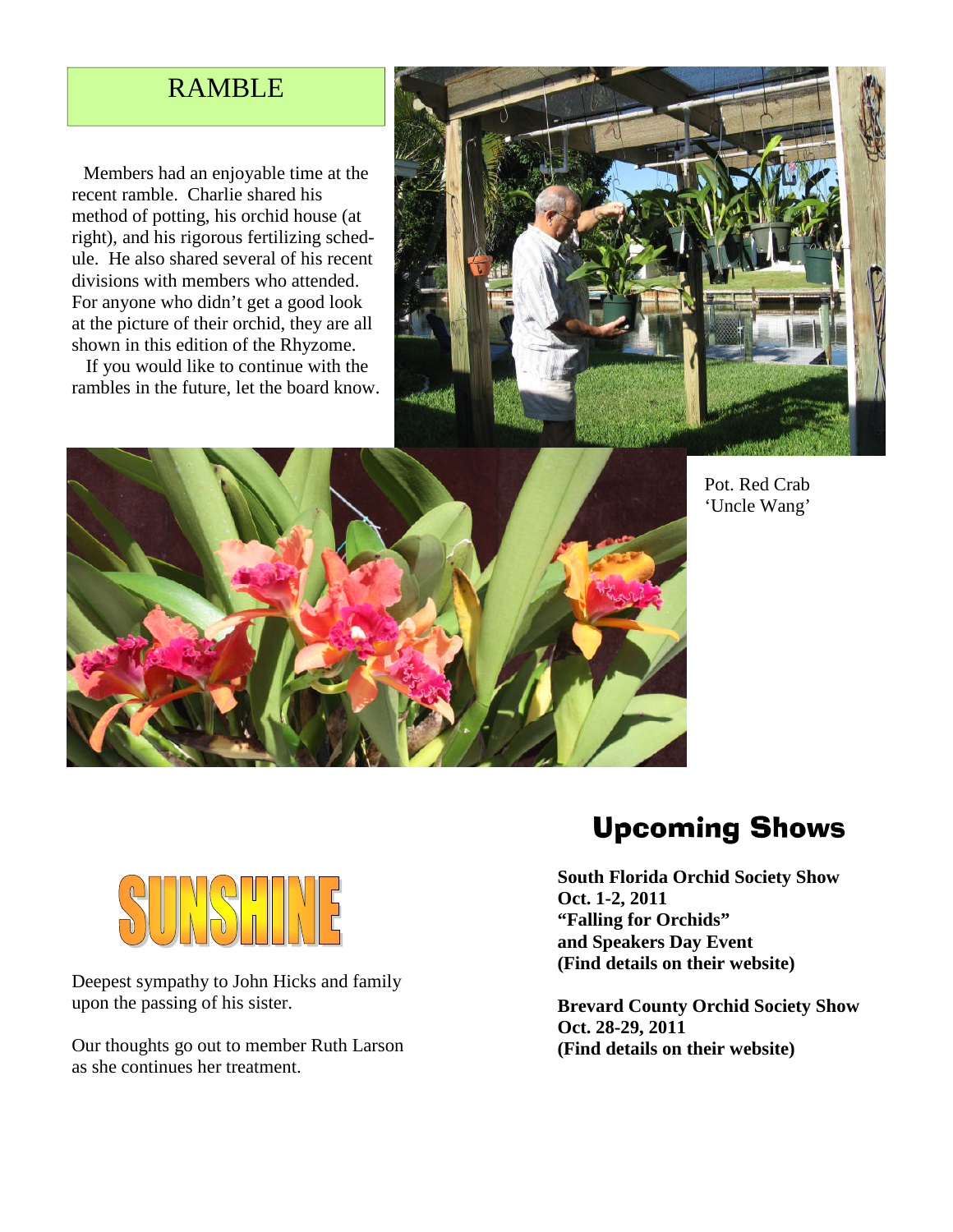## RAMBLE

Members had an enjoyable time at the recent ramble. Charlie shared his method of potting, his orchid house (at right), and his rigorous fertilizing schedule. He also shared several of his recent divisions with members who attended. For anyone who didn't get a good look at the picture of their orchid, they are all shown in this edition of the Rhyzome.

If you would like to continue with the rambles in the future, let the board know.

Pot. Red Crab 'Uncle Wang'

## SUNSHINE

Deepest sympathy to John Hicks and family upon the passing of his sister.

Our thoughts go out to member Ruth Larson as she continues her treatment.

## Upcoming Shows

**South Florida Orchid Society Show**
**Oct. 1-2, 2011**
**"Falling for Orchids"**
**and Speakers Day Event**
**(Find details on their website)**

**Brevard County Orchid Society Show**
**Oct. 28-29, 2011**
**(Find details on their website)**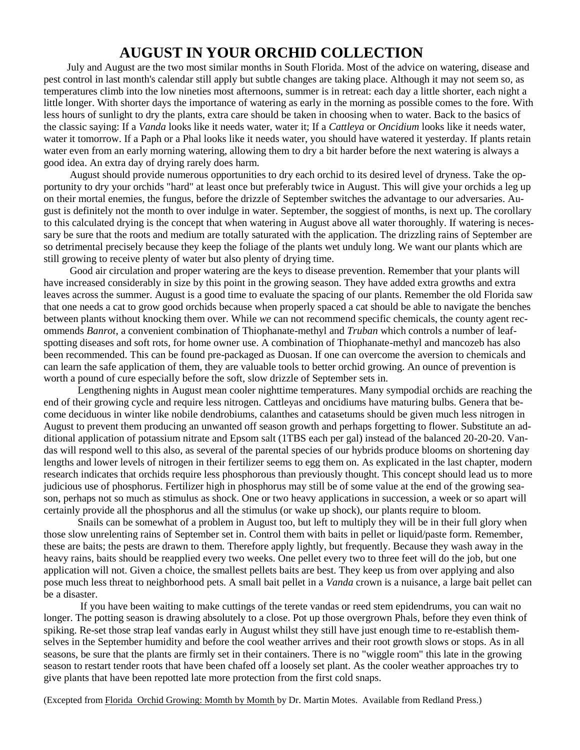# AUGUST IN YOUR ORCHID COLLECTION

July and August are the two most similar months in South Florida. Most of the advice on watering, disease and pest control in last month's calendar still apply but subtle changes are taking place. Although it may not seem so, as temperatures climb into the low nineties most afternoons, summer is in retreat: each day a little shorter, each night a little longer. With shorter days the importance of watering as early in the morning as possible comes to the fore. With less hours of sunlight to dry the plants, extra care should be taken in choosing when to water. Back to the basics of the classic saying: If a *Vanda* looks like it needs water, water it; If a *Cattleya* or *Oncidium* looks like it needs water, water it tomorrow. If a Paph or a Phal looks like it needs water, you should have watered it yesterday. If plants retain water even from an early morning watering, allowing them to dry a bit harder before the next watering is always a good idea. An extra day of drying rarely does harm.

August should provide numerous opportunities to dry each orchid to its desired level of dryness. Take the opportunity to dry your orchids "hard" at least once but preferably twice in August. This will give your orchids a leg up on their mortal enemies, the fungus, before the drizzle of September switches the advantage to our adversaries. August is definitely not the month to over indulge in water. September, the soggiest of months, is next up. The corollary to this calculated drying is the concept that when watering in August above all water thoroughly. If watering is necessary be sure that the roots and medium are totally saturated with the application. The drizzling rains of September are so detrimental precisely because they keep the foliage of the plants wet unduly long. We want our plants which are still growing to receive plenty of water but also plenty of drying time.

Good air circulation and proper watering are the keys to disease prevention. Remember that your plants will have increased considerably in size by this point in the growing season. They have added extra growths and extra leaves across the summer. August is a good time to evaluate the spacing of our plants. Remember the old Florida saw that one needs a cat to grow good orchids because when properly spaced a cat should be able to navigate the benches between plants without knocking them over. While *we* can not recommend specific chemicals, the county agent recommends *Banrot*, a convenient combination of Thiophanate-methyl and *Truban* which controls a number of leaf-spotting diseases and soft rots, for home owner use. A combination of Thiophanate-methyl and mancozeb has also been recommended. This can be found pre-packaged as Duosan. If one can overcome the aversion to chemicals and can learn the safe application of them, they are valuable tools to better orchid growing. An ounce of prevention is worth a pound of cure especially before the soft, slow drizzle of September sets in.

Lengthening nights in August mean cooler nighttime temperatures. Many sympodial orchids are reaching the end of their growing cycle and require less nitrogen. Cattleyas and oncidiums have maturing bulbs. Genera that become deciduous in winter like nobile dendrobiums, calanthes and catasetums should be given much less nitrogen in August to prevent them producing an unwanted off season growth and perhaps forgetting to flower. Substitute an additional application of potassium nitrate and Epsom salt (1TBS each per gal) instead of the balanced 20-20-20. Vandas will respond well to this also, as several of the parental species of our hybrids produce blooms on shortening day lengths and lower levels of nitrogen in their fertilizer seems to egg them on. As explicated in the last chapter, modern research indicates that orchids require less phosphorous than previously thought. This concept should lead us to more judicious use of phosphorus. Fertilizer high in phosphorus may still be of some value at the end of the growing season, perhaps not so much as stimulus as shock. One or two heavy applications in succession, a week or so apart will certainly provide all the phosphorus and all the stimulus (or wake up shock), our plants require to bloom.

Snails can be somewhat of a problem in August too, but left to multiply they will be in their full glory when those slow unrelenting rains of September set in. Control them with baits in pellet or liquid/paste form. Remember, these are baits; the pests are drawn to them. Therefore apply lightly, but frequently. Because they wash away in the heavy rains, baits should be reapplied every two weeks. One pellet every two to three feet will do the job, but one application will not. Given a choice, the smallest pellets baits are best. They keep us from over applying and also pose much less threat to neighborhood pets. A small bait pellet in a *Vanda* crown is a nuisance, a large bait pellet can be a disaster.

If you have been waiting to make cuttings of the terete vandas or reed stem epidendrums, you can wait no longer. The potting season is drawing absolutely to a close. Pot up those overgrown Phals, before they even think of spiking. Re-set those strap leaf vandas early in August whilst they still have just enough time to re-establish themselves in the September humidity and before the cool weather arrives and their root growth slows or stops. As in all seasons, be sure that the plants are firmly set in their containers. There is no "wiggle room" this late in the growing season to restart tender roots that have been chafed off a loosely set plant. As the cooler weather approaches try to give plants that have been repotted late more protection from the first cold snaps.

(Excepted from Florida Orchid Growing: Momth by Momth by Dr. Martin Motes. Available from Redland Press.)